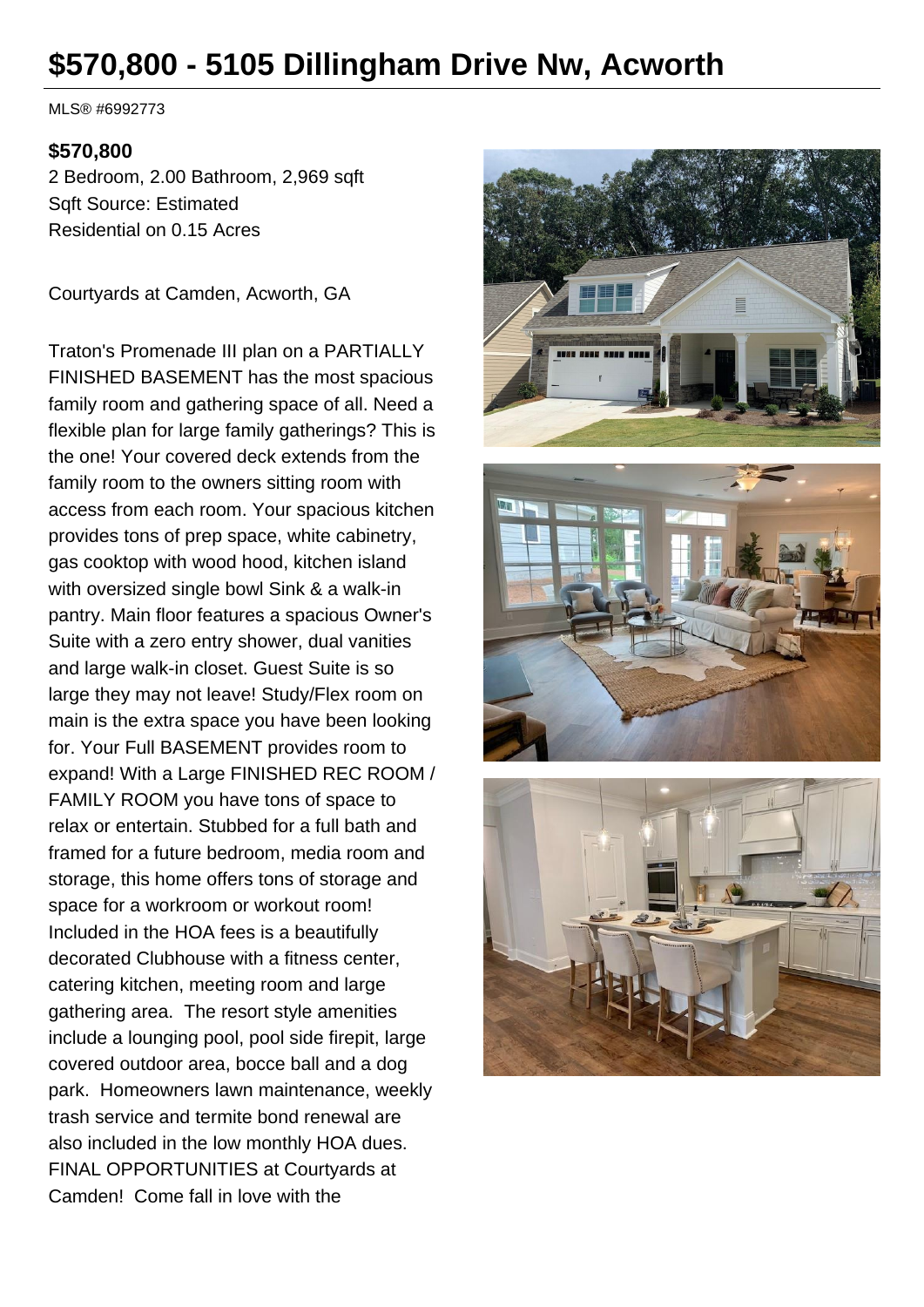# $570,800 - 5105 Dillingham Drive Nw, Acworth

MLS® #6992773

**$570,800**

2 Bedroom, 2.00 Bathroom, 2,969 sqft
Sqft Source: Estimated
Residential on 0.15 Acres

Courtyards at Camden, Acworth, GA

Traton's Promenade III plan on a PARTIALLY FINISHED BASEMENT has the most spacious family room and gathering space of all. Need a flexible plan for large family gatherings? This is the one! Your covered deck extends from the family room to the owners sitting room with access from each room. Your spacious kitchen provides tons of prep space, white cabinetry, gas cooktop with wood hood, kitchen island with oversized single bowl Sink & a walk-in pantry. Main floor features a spacious Owner's Suite with a zero entry shower, dual vanities and large walk-in closet. Guest Suite is so large they may not leave! Study/Flex room on main is the extra space you have been looking for. Your Full BASEMENT provides room to expand! With a Large FINISHED REC ROOM / FAMILY ROOM you have tons of space to relax or entertain. Stubbed for a full bath and framed for a future bedroom, media room and storage, this home offers tons of storage and space for a workroom or workout room! Included in the HOA fees is a beautifully decorated Clubhouse with a fitness center, catering kitchen, meeting room and large gathering area. The resort style amenities include a lounging pool, pool side firepit, large covered outdoor area, bocce ball and a dog park. Homeowners lawn maintenance, weekly trash service and termite bond renewal are also included in the low monthly HOA dues. FINAL OPPORTUNITIES at Courtyards at Camden! Come fall in love with the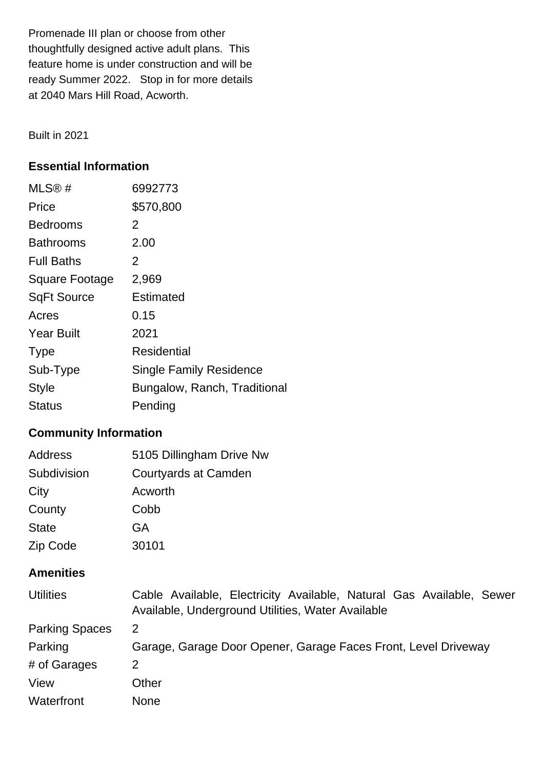Promenade III plan or choose from other thoughtfully designed active adult plans. This feature home is under construction and will be ready Summer 2022. Stop in for more details at 2040 Mars Hill Road, Acworth.

Built in 2021

### Essential Information

| | |
|---|---|
| MLS® # | 6992773 |
| Price | $570,800 |
| Bedrooms | 2 |
| Bathrooms | 2.00 |
| Full Baths | 2 |
| Square Footage | 2,969 |
| SqFt Source | Estimated |
| Acres | 0.15 |
| Year Built | 2021 |
| Type | Residential |
| Sub-Type | Single Family Residence |
| Style | Bungalow, Ranch, Traditional |
| Status | Pending |

### Community Information

| | |
|---|---|
| Address | 5105 Dillingham Drive Nw |
| Subdivision | Courtyards at Camden |
| City | Acworth |
| County | Cobb |
| State | GA |
| Zip Code | 30101 |

### Amenities

| | |
|---|---|
| Utilities | Cable Available, Electricity Available, Natural Gas Available, Sewer Available, Underground Utilities, Water Available |
| Parking Spaces | 2 |
| Parking | Garage, Garage Door Opener, Garage Faces Front, Level Driveway |
| # of Garages | 2 |
| View | Other |
| Waterfront | None |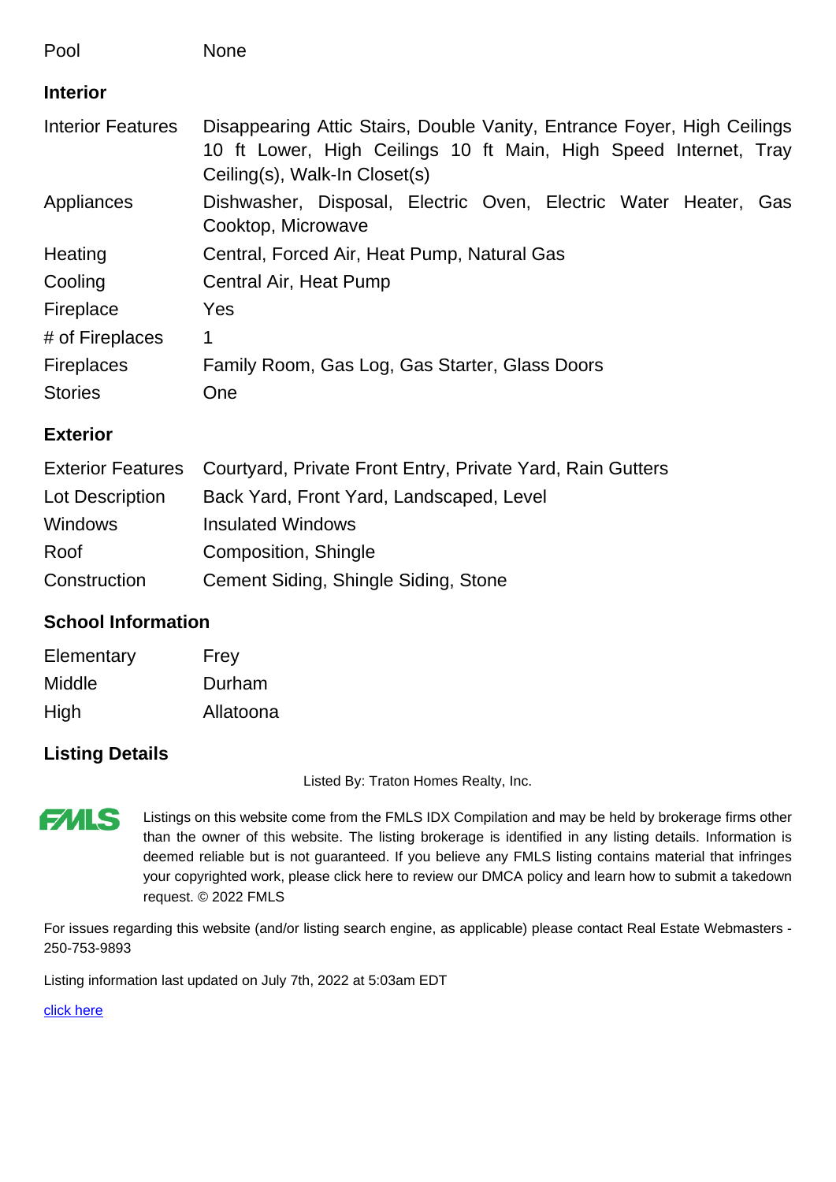| | |
|---|---|
| Pool | None |

## Interior

| | |
|---|---|
| Interior Features | Disappearing Attic Stairs, Double Vanity, Entrance Foyer, High Ceilings 10 ft Lower, High Ceilings 10 ft Main, High Speed Internet, Tray Ceiling(s), Walk-In Closet(s) |
| Appliances | Dishwasher, Disposal, Electric Oven, Electric Water Heater, Gas Cooktop, Microwave |
| Heating | Central, Forced Air, Heat Pump, Natural Gas |
| Cooling | Central Air, Heat Pump |
| Fireplace | Yes |
| # of Fireplaces | 1 |
| Fireplaces | Family Room, Gas Log, Gas Starter, Glass Doors |
| Stories | One |

## Exterior

| | |
|---|---|
| Exterior Features | Courtyard, Private Front Entry, Private Yard, Rain Gutters |
| Lot Description | Back Yard, Front Yard, Landscaped, Level |
| Windows | Insulated Windows |
| Roof | Composition, Shingle |
| Construction | Cement Siding, Shingle Siding, Stone |

## School Information

| | |
|---|---|
| Elementary | Frey |
| Middle | Durham |
| High | Allatoona |

## Listing Details

Listed By: Traton Homes Realty, Inc.

FMLS

Listings on this website come from the FMLS IDX Compilation and may be held by brokerage firms other than the owner of this website. The listing brokerage is identified in any listing details. Information is deemed reliable but is not guaranteed. If you believe any FMLS listing contains material that infringes your copyrighted work, please click here to review our DMCA policy and learn how to submit a takedown request. © 2022 FMLS

For issues regarding this website (and/or listing search engine, as applicable) please contact Real Estate Webmasters - 250-753-9893

Listing information last updated on July 7th, 2022 at 5:03am EDT

click here